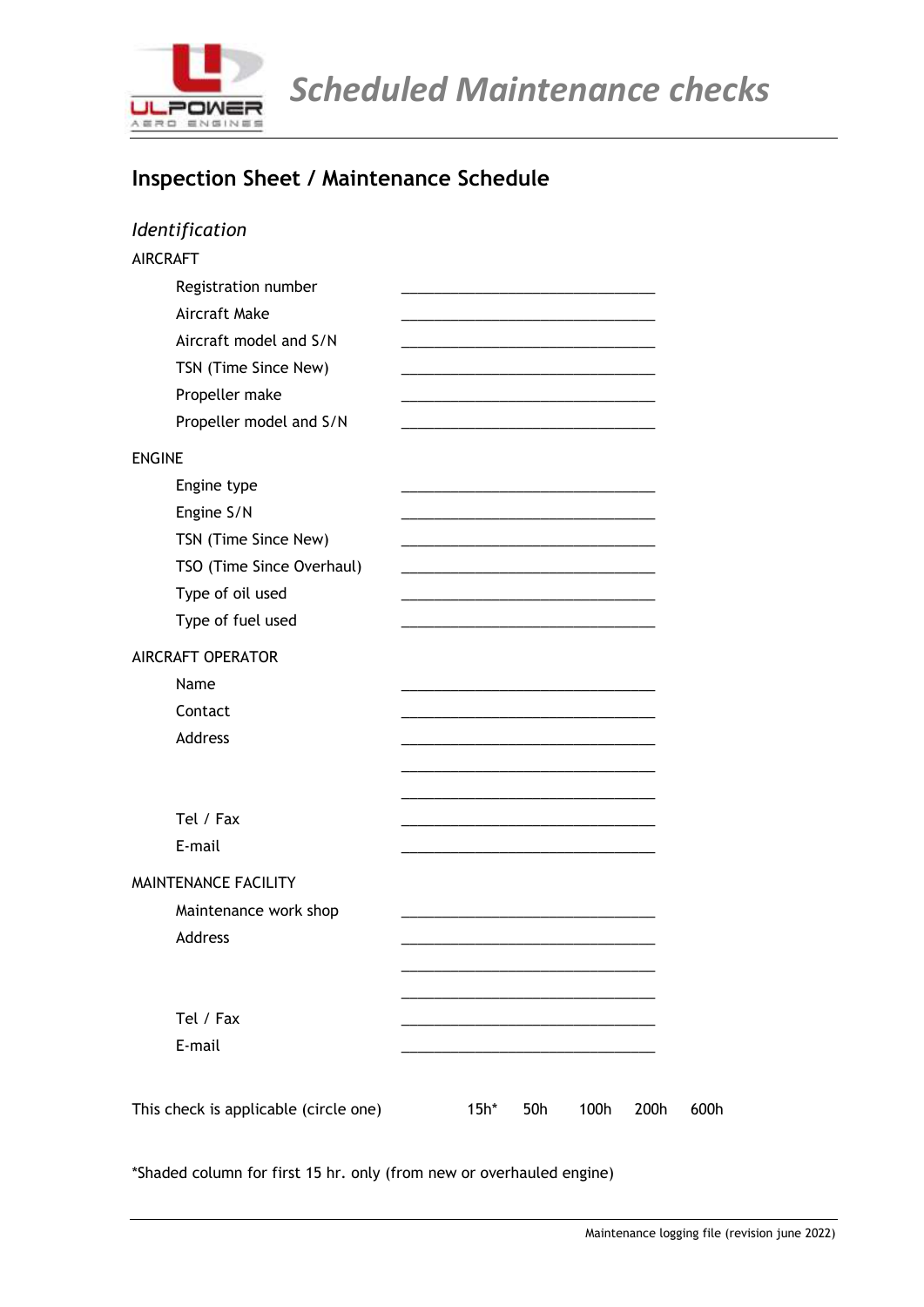# Scheduled Maintenance checks

## Inspection Sheet / Maintenance Schedule

### *Identification*

AIRCRAFT

Registration number ________________________________

Aircraft Make ________________________________

Aircraft model and S/N ________________________________

TSN (Time Since New) ________________________________

Propeller make ________________________________

Propeller model and S/N ________________________________

ENGINE

Engine type ________________________________

Engine S/N ________________________________

TSN (Time Since New) ________________________________

TSO (Time Since Overhaul) ________________________________

Type of oil used ________________________________

Type of fuel used ________________________________

AIRCRAFT OPERATOR

Name ________________________________

Contact ________________________________

Address ________________________________

________________________________

________________________________

Tel / Fax ________________________________

E-mail ________________________________

MAINTENANCE FACILITY

Maintenance work shop ________________________________

Address ________________________________

________________________________

________________________________

Tel / Fax ________________________________

E-mail ________________________________

This check is applicable (circle one)      15h*      50h      100h      200h      600h

*Shaded column for first 15 hr. only (from new or overhauled engine)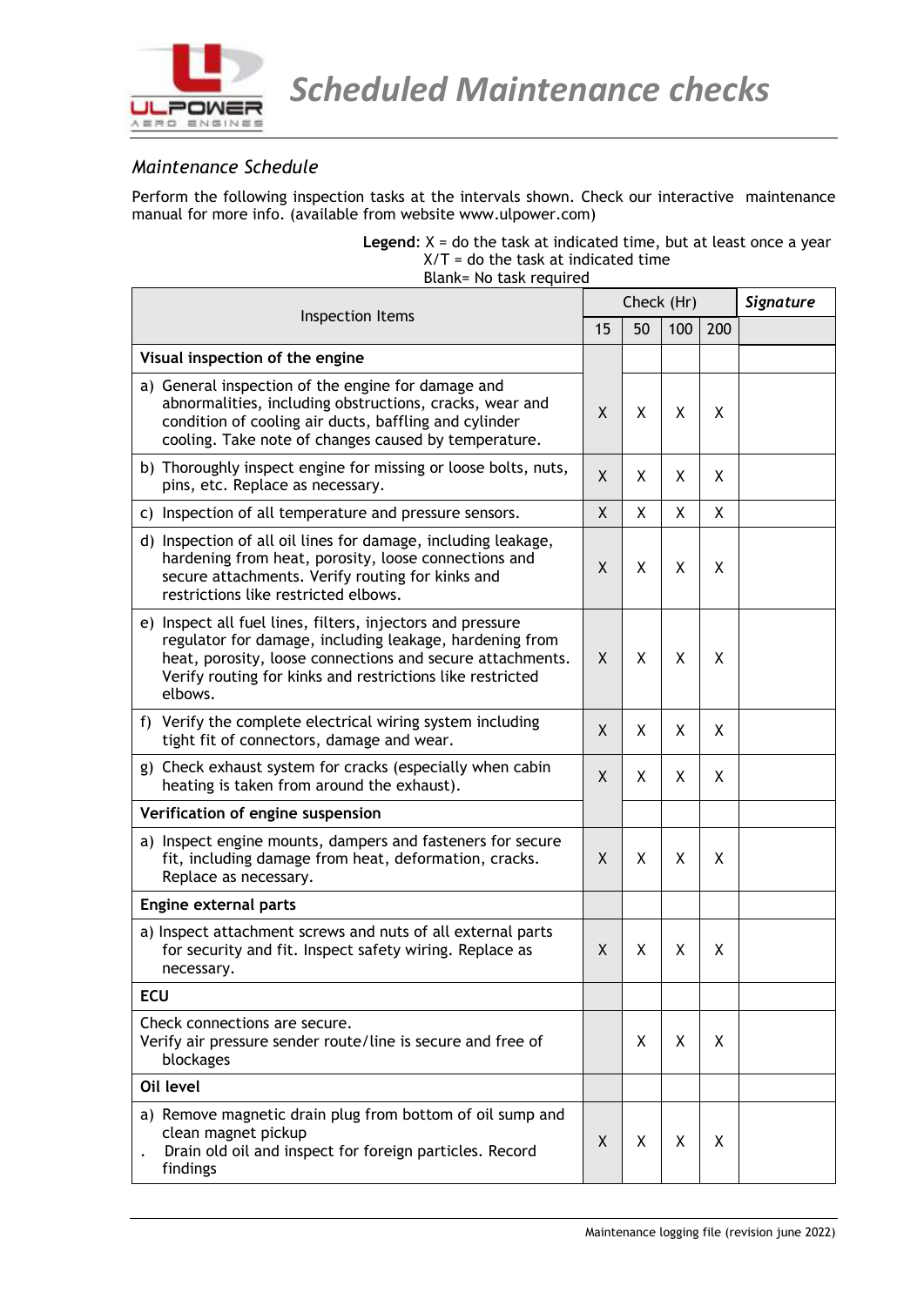# Scheduled Maintenance checks

## Maintenance Schedule

Perform the following inspection tasks at the intervals shown. Check our interactive maintenance manual for more info. (available from website www.ulpower.com)

**Legend**: X = do the task at indicated time, but at least once a year
X/T = do the task at indicated time
Blank= No task required

| Inspection Items | Check (Hr) | | | | *Signature* |
|---|---|---|---|---|---|
| | 15 | 50 | 100 | 200 | |
| **Visual inspection of the engine** | | | | | |
| a) General inspection of the engine for damage and abnormalities, including obstructions, cracks, wear and condition of cooling air ducts, baffling and cylinder cooling. Take note of changes caused by temperature. | X | X | X | X | |
| b) Thoroughly inspect engine for missing or loose bolts, nuts, pins, etc. Replace as necessary. | X | X | X | X | |
| c) Inspection of all temperature and pressure sensors. | X | X | X | X | |
| d) Inspection of all oil lines for damage, including leakage, hardening from heat, porosity, loose connections and secure attachments. Verify routing for kinks and restrictions like restricted elbows. | X | X | X | X | |
| e) Inspect all fuel lines, filters, injectors and pressure regulator for damage, including leakage, hardening from heat, porosity, loose connections and secure attachments. Verify routing for kinks and restrictions like restricted elbows. | X | X | X | X | |
| f) Verify the complete electrical wiring system including tight fit of connectors, damage and wear. | X | X | X | X | |
| g) Check exhaust system for cracks (especially when cabin heating is taken from around the exhaust). | X | X | X | X | |
| **Verification of engine suspension** | | | | | |
| a) Inspect engine mounts, dampers and fasteners for secure fit, including damage from heat, deformation, cracks. Replace as necessary. | X | X | X | X | |
| **Engine external parts** | | | | | |
| a) Inspect attachment screws and nuts of all external parts for security and fit. Inspect safety wiring. Replace as necessary. | X | X | X | X | |
| **ECU** | | | | | |
| Check connections are secure.<br>Verify air pressure sender route/line is secure and free of blockages | | X | X | X | |
| **Oil level** | | | | | |
| a) Remove magnetic drain plug from bottom of oil sump and clean magnet pickup<br>. Drain old oil and inspect for foreign particles. Record findings | X | X | X | X | |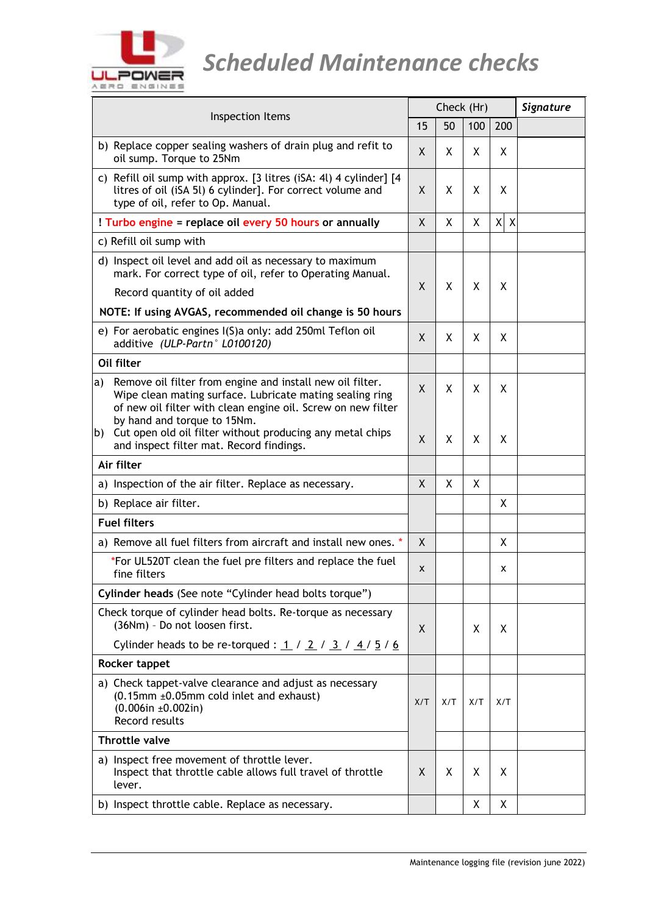# Scheduled Maintenance checks

| Inspection Items | Check (Hr) | | | | Signature |
|---|---|---|---|---|---|
| | 15 | 50 | 100 | 200 | |
| b) Replace copper sealing washers of drain plug and refit to oil sump. Torque to 25Nm | X | X | X | X | |
| c) Refill oil sump with approx. [3 litres (iSA: 4l) 4 cylinder] [4 litres of oil (iSA 5l) 6 cylinder]. For correct volume and type of oil, refer to Op. Manual. | X | X | X | X | |
| ! Turbo engine = **replace oil every 50 hours or annually** | X | X | X | X X | |
| c) Refill oil sump with | | | | | |
| d) Inspect oil level and add oil as necessary to maximum mark. For correct type of oil, refer to Operating Manual. Record quantity of oil added **NOTE: If using AVGAS, recommended oil change is 50 hours** | X | X | X | X | |
| e) For aerobatic engines I(S)a only: add 250ml Teflon oil additive *(ULP-Partn° L0100120)* | X | X | X | X | |
| **Oil filter** | | | | | |
| a) Remove oil filter from engine and install new oil filter. Wipe clean mating surface. Lubricate mating sealing ring of new oil filter with clean engine oil. Screw on new filter by hand and torque to 15Nm. | X | X | X | X | |
| b) Cut open old oil filter without producing any metal chips and inspect filter mat. Record findings. | X | X | X | X | |
| **Air filter** | | | | | |
| a) Inspection of the air filter. Replace as necessary. | X | X | X | | |
| b) Replace air filter. | | | | X | |
| **Fuel filters** | | | | | |
| a) Remove all fuel filters from aircraft and install new ones. * | X | | | X | |
| *For UL520T clean the fuel pre filters and replace the fuel fine filters | x | | | x | |
| **Cylinder heads** (See note "Cylinder head bolts torque") | | | | | |
| Check torque of cylinder head bolts. Re-torque as necessary (36Nm) - Do not loosen first. Cylinder heads to be re-torqued : 1 / 2 / 3 / 4 / 5 / 6 | X | | X | X | |
| **Rocker tappet** | | | | | |
| a) Check tappet-valve clearance and adjust as necessary (0.15mm ±0.05mm cold inlet and exhaust) (0.006in ±0.002in) Record results | X/T | X/T | X/T | X/T | |
| **Throttle valve** | | | | | |
| a) Inspect free movement of throttle lever. Inspect that throttle cable allows full travel of throttle lever. | X | X | X | X | |
| b) Inspect throttle cable. Replace as necessary. | | | X | X | |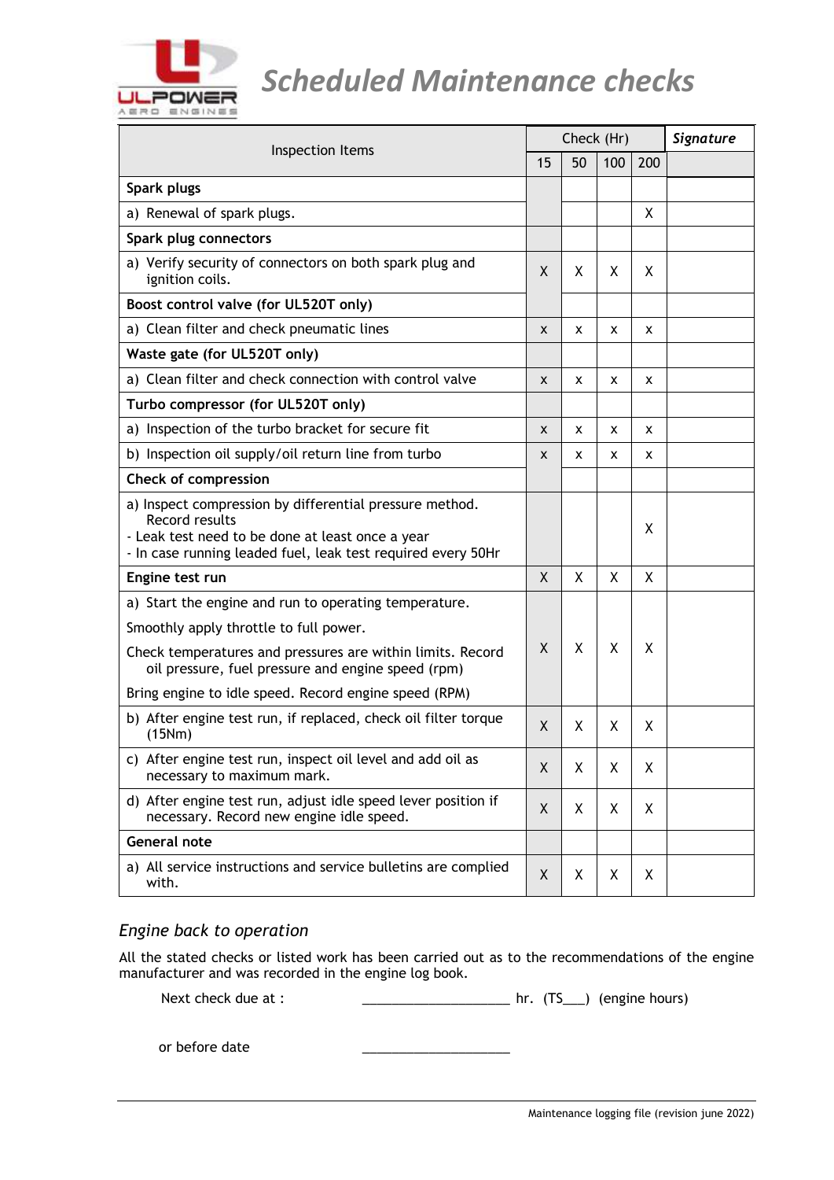# Scheduled Maintenance checks

| Inspection Items | Check (Hr) | | | | Signature |
|---|---|---|---|---|---|
| | 15 | 50 | 100 | 200 | |
| **Spark plugs** | | | | | |
| a) Renewal of spark plugs. | | | | X | |
| **Spark plug connectors** | | | | | |
| a) Verify security of connectors on both spark plug and ignition coils. | X | X | X | X | |
| **Boost control valve (for UL520T only)** | | | | | |
| a) Clean filter and check pneumatic lines | x | x | x | x | |
| **Waste gate (for UL520T only)** | | | | | |
| a) Clean filter and check connection with control valve | x | x | x | x | |
| **Turbo compressor (for UL520T only)** | | | | | |
| a) Inspection of the turbo bracket for secure fit | x | x | x | x | |
| b) Inspection oil supply/oil return line from turbo | x | x | x | x | |
| **Check of compression** | | | | | |
| a) Inspect compression by differential pressure method. Record results<br>- Leak test need to be done at least once a year<br>- In case running leaded fuel, leak test required every 50Hr | | | | X | |
| **Engine test run** | X | X | X | X | |
| a) Start the engine and run to operating temperature.<br>Smoothly apply throttle to full power.<br>Check temperatures and pressures are within limits. Record oil pressure, fuel pressure and engine speed (rpm)<br>Bring engine to idle speed. Record engine speed (RPM) | X | X | X | X | |
| b) After engine test run, if replaced, check oil filter torque (15Nm) | X | X | X | X | |
| c) After engine test run, inspect oil level and add oil as necessary to maximum mark. | X | X | X | X | |
| d) After engine test run, adjust idle speed lever position if necessary. Record new engine idle speed. | X | X | X | X | |
| **General note** | | | | | |
| a) All service instructions and service bulletins are complied with. | X | X | X | X | |

## *Engine back to operation*

All the stated checks or listed work has been carried out as to the recommendations of the engine manufacturer and was recorded in the engine log book.

Next check due at : ____________________ hr. (TS___) (engine hours)

or before date ____________________

Maintenance logging file (revision june 2022)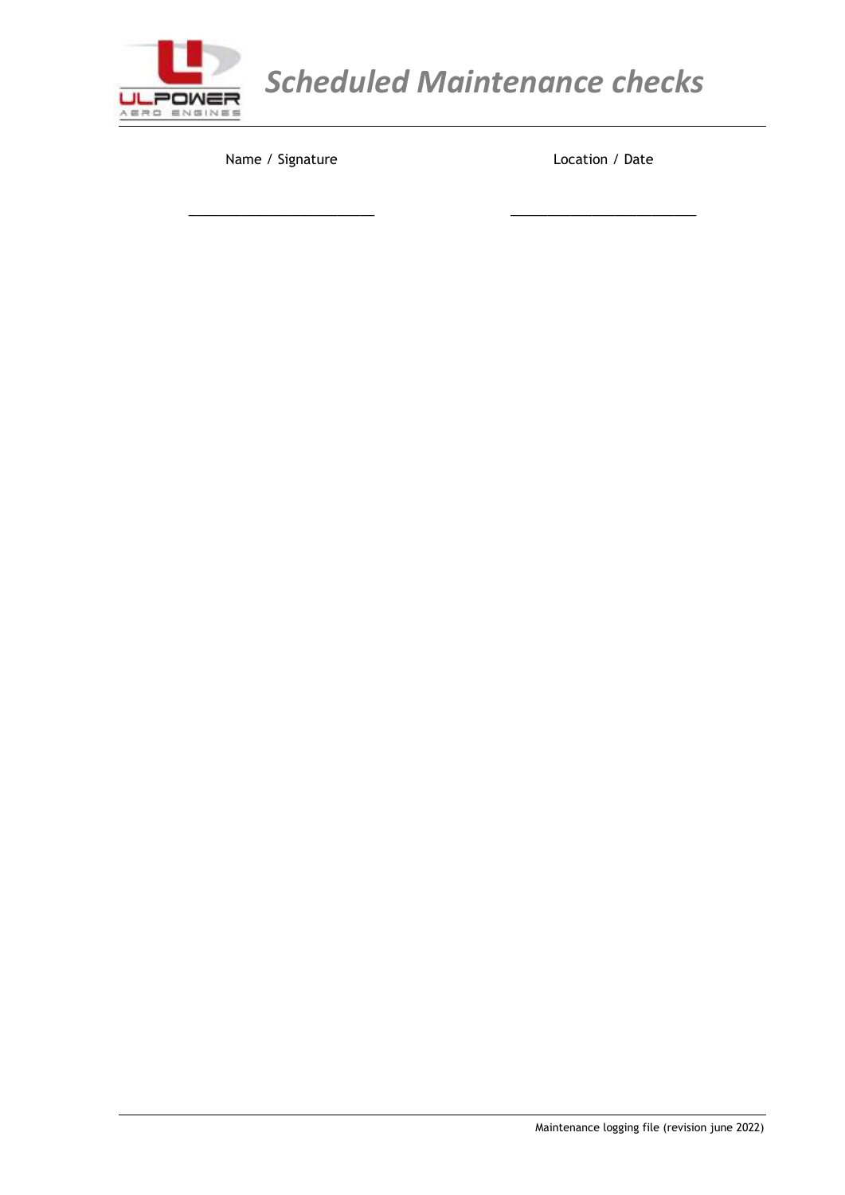# Scheduled Maintenance checks

| Name / Signature | Location / Date |
| --- | --- |
| ________________________ | ________________________ |